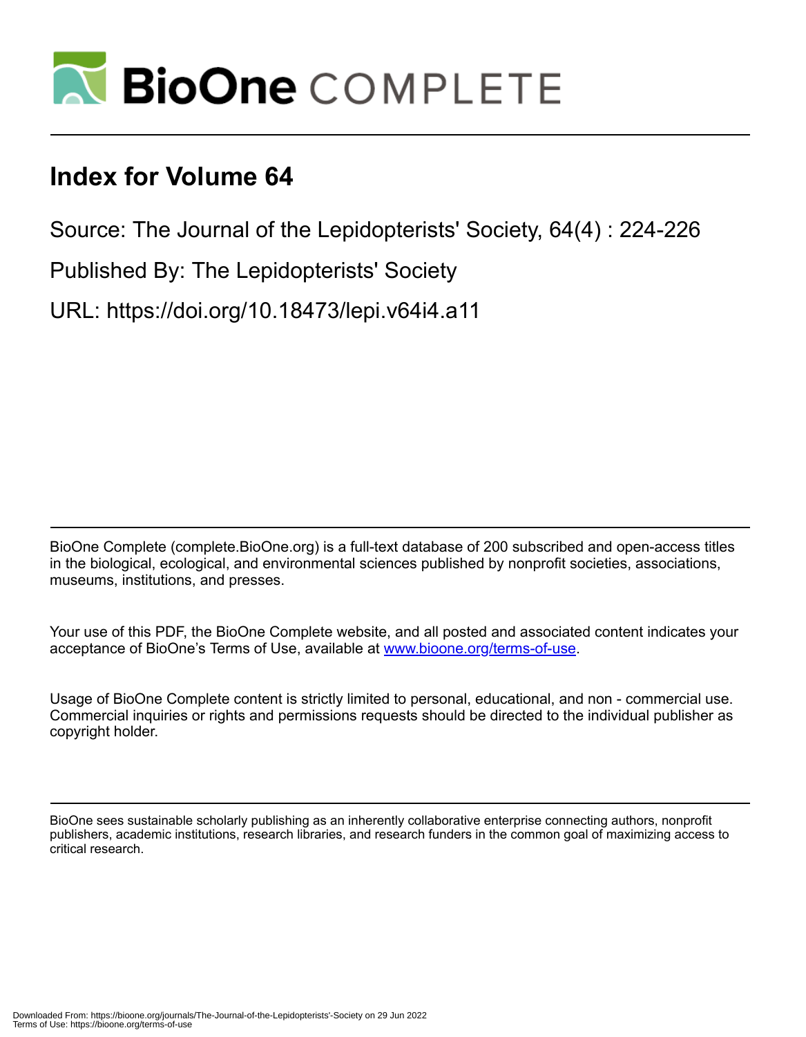# Index for Volume 64

Source: The Journal of the Lepidopterists' Society, 64(4) : 224-226

Published By: The Lepidopterists' Society

URL: https://doi.org/10.18473/lepi.v64i4.a11

BioOne Complete (complete.BioOne.org) is a full-text database of 200 subscribed and open-access titles in the biological, ecological, and environmental sciences published by nonprofit societies, associations, museums, institutions, and presses.

Your use of this PDF, the BioOne Complete website, and all posted and associated content indicates your acceptance of BioOne's Terms of Use, available at www.bioone.org/terms-of-use.

Usage of BioOne Complete content is strictly limited to personal, educational, and non - commercial use. Commercial inquiries or rights and permissions requests should be directed to the individual publisher as copyright holder.

BioOne sees sustainable scholarly publishing as an inherently collaborative enterprise connecting authors, nonprofit publishers, academic institutions, research libraries, and research funders in the common goal of maximizing access to critical research.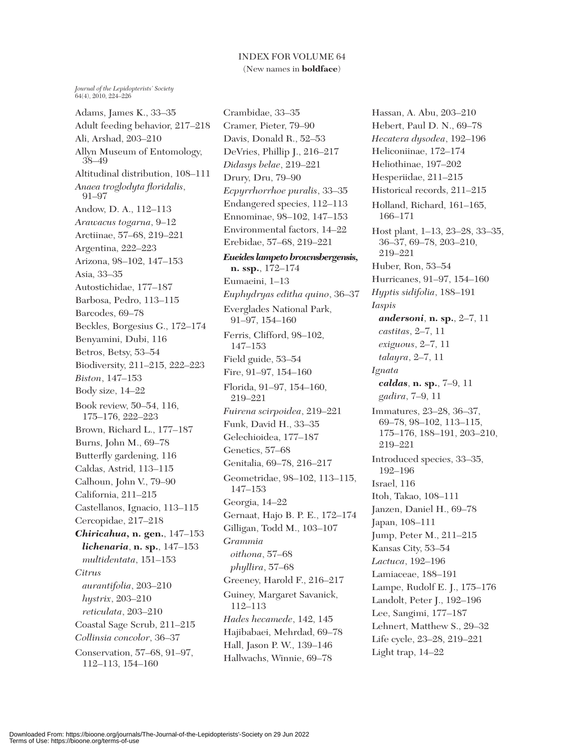# INDEX FOR VOLUME 64

(New names in **boldface**)

*Journal of the Lepidopterists' Society*
64(4), 2010, 224–226

Adams, James K., 33–35
Adult feeding behavior, 217–218
Ali, Arshad, 203–210
Allyn Museum of Entomology, 38–49
Altitudinal distribution, 108–111
*Anaea troglodyta floridalis*, 91–97
Andow, D. A., 112–113
*Arawacus togarna*, 9–12
Arctiinae, 57–68, 219–221
Argentina, 222–223
Arizona, 98–102, 147–153
Asia, 33–35
Autostichidae, 177–187
Barbosa, Pedro, 113–115
Barcodes, 69–78
Beckles, Borgesius G., 172–174
Benyamini, Dubi, 116
Betros, Betsy, 53–54
Biodiversity, 211–215, 222–223
*Biston*, 147–153
Body size, 14–22
Book review, 50–54, 116, 175–176, 222–223
Brown, Richard L., 177–187
Burns, John M., 69–78
Butterfly gardening, 116
Caldas, Astrid, 113–115
Calhoun, John V., 79–90
California, 211–215
Castellanos, Ignacio, 113–115
Cercopidae, 217–218
***Chiricahua*, n. gen.**, 147–153
  ***lichenaria*, n. sp.**, 147–153
  *multidentata*, 151–153
*Citrus*
  *aurantifolia*, 203–210
  *hystrix*, 203–210
  *reticulata*, 203–210
Coastal Sage Scrub, 211–215
*Collinsia concolor*, 36–37
Conservation, 57–68, 91–97, 112–113, 154–160
Crambidae, 33–35
Cramer, Pieter, 79–90
Davis, Donald R., 52–53
DeVries, Phillip J., 216–217
*Didasys belae*, 219–221
Drury, Dru, 79–90
*Ecpyrrhorrhoe puralis*, 33–35
Endangered species, 112–113
Ennominae, 98–102, 147–153
Environmental factors, 14–22
Erebidae, 57–68, 219–221
***Eueides lampeto brownsbergensis*, n. ssp.**, 172–174
Eumaeini, 1–13
*Euphydryas editha quino*, 36–37
Everglades National Park, 91–97, 154–160
Ferris, Clifford, 98–102, 147–153
Field guide, 53–54
Fire, 91–97, 154–160
Florida, 91–97, 154–160, 219–221
*Fuirena scirpoidea*, 219–221
Funk, David H., 33–35
Gelechioidea, 177–187
Genetics, 57–68
Genitalia, 69–78, 216–217
Geometridae, 98–102, 113–115, 147–153
Georgia, 14–22
Gernaat, Hajo B. P. E., 172–174
Gilligan, Todd M., 103–107
*Grammia*
  *oithona*, 57–68
  *phyllira*, 57–68
Greeney, Harold F., 216–217
Guiney, Margaret Savanick, 112–113
*Hades hecamede*, 142, 145
Hajibabaei, Mehrdad, 69–78
Hall, Jason P. W., 139–146
Hallwachs, Winnie, 69–78
Hassan, A. Abu, 203–210
Hebert, Paul D. N., 69–78
*Hecatera dysodea*, 192–196
Heliconiinae, 172–174
Heliothinae, 197–202
Hesperiidae, 211–215
Historical records, 211–215
Holland, Richard, 161–165, 166–171
Host plant, 1–13, 23–28, 33–35, 36–37, 69–78, 203–210, 219–221
Huber, Ron, 53–54
Hurricanes, 91–97, 154–160
*Hyptis sidifolia*, 188–191
*Iaspis*
  ***andersoni*, n. sp.**, 2–7, 11
  *castitas*, 2–7, 11
  *exiguous*, 2–7, 11
  *talayra*, 2–7, 11
*Ignata*
  ***caldas*, n. sp.**, 7–9, 11
  *gadira*, 7–9, 11
Immatures, 23–28, 36–37, 69–78, 98–102, 113–115, 175–176, 188–191, 203–210, 219–221
Introduced species, 33–35, 192–196
Israel, 116
Itoh, Takao, 108–111
Janzen, Daniel H., 69–78
Japan, 108–111
Jump, Peter M., 211–215
Kansas City, 53–54
*Lactuca*, 192–196
Lamiaceae, 188–191
Lampe, Rudolf E. J., 175–176
Landolt, Peter J., 192–196
Lee, Sangimi, 177–187
Lehnert, Matthew S., 29–32
Life cycle, 23–28, 219–221
Light trap, 14–22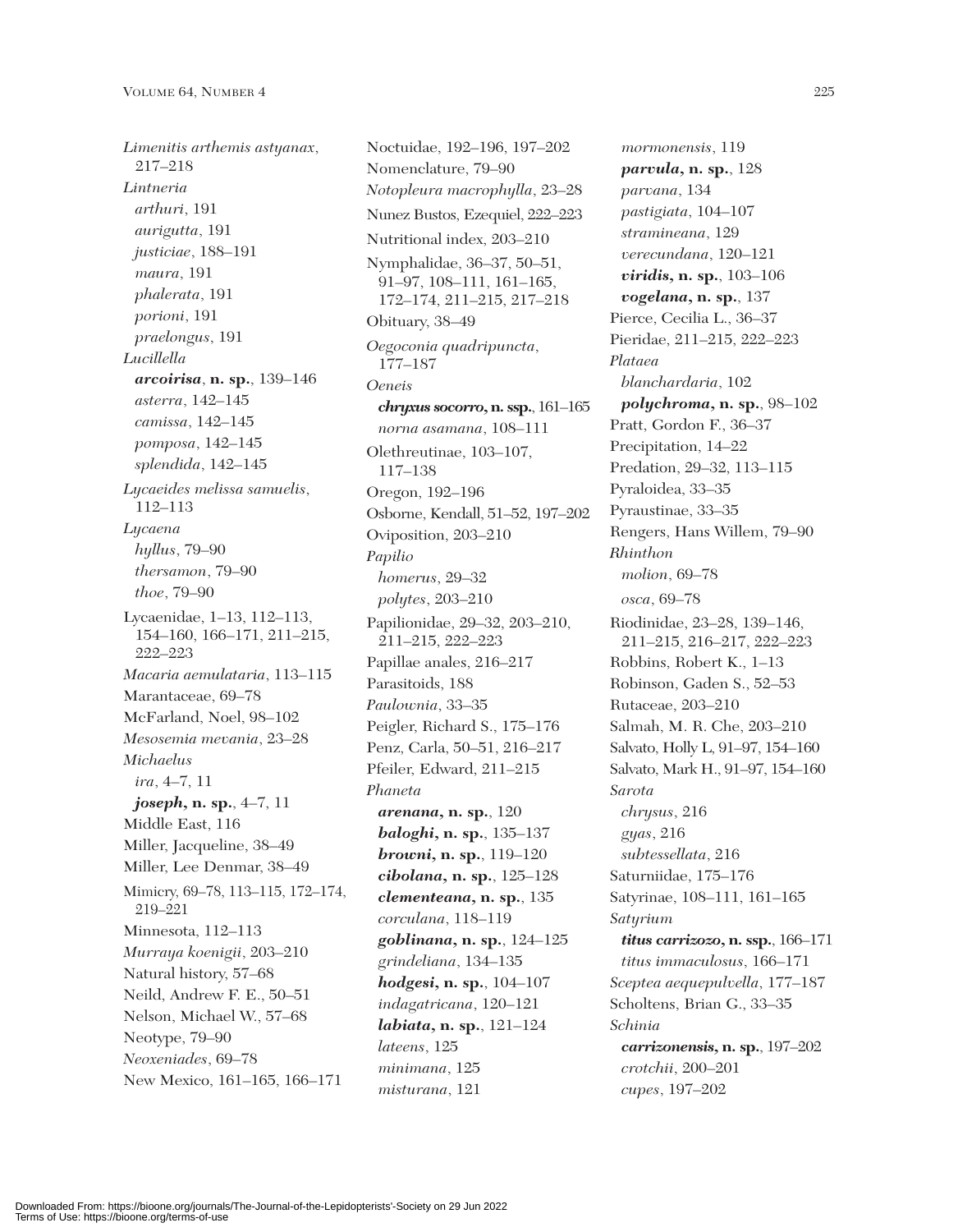*Limenitis arthemis astyanax*, 217–218
*Lintneria*
*arthuri*, 191
*aurigutta*, 191
*justiciae*, 188–191
*maura*, 191
*phalerata*, 191
*porioni*, 191
*praelongus*, 191
*Lucillella*
***arcoirisa*, n. sp.**, 139–146
*asterra*, 142–145
*camissa*, 142–145
*pomposa*, 142–145
*splendida*, 142–145
*Lycaeides melissa samuelis*, 112–113
*Lycaena*
*hyllus*, 79–90
*thersamon*, 79–90
*thoe*, 79–90
Lycaenidae, 1–13, 112–113, 154–160, 166–171, 211–215, 222–223
*Macaria aemulataria*, 113–115
Marantaceae, 69–78
McFarland, Noel, 98–102
*Mesosemia mevania*, 23–28
*Michaelus*
*ira*, 4–7, 11
***joseph*, n. sp.**, 4–7, 11
Middle East, 116
Miller, Jacqueline, 38–49
Miller, Lee Denmar, 38–49
Mimicry, 69–78, 113–115, 172–174, 219–221
Minnesota, 112–113
*Murraya koenigii*, 203–210
Natural history, 57–68
Neild, Andrew F. E., 50–51
Nelson, Michael W., 57–68
Neotype, 79–90
*Neoxeniades*, 69–78
New Mexico, 161–165, 166–171
Noctuidae, 192–196, 197–202
Nomenclature, 79–90
*Notopleura macrophylla*, 23–28
Nunez Bustos, Ezequiel, 222–223
Nutritional index, 203–210
Nymphalidae, 36–37, 50–51, 91–97, 108–111, 161–165, 172–174, 211–215, 217–218
Obituary, 38–49
*Oegoconia quadripuncta*, 177–187
*Oeneis*
***chryxus socorro*, n. ssp.**, 161–165
*norna asamana*, 108–111
Olethreutinae, 103–107, 117–138
Oregon, 192–196
Osborne, Kendall, 51–52, 197–202
Oviposition, 203–210
*Papilio*
*homerus*, 29–32
*polytes*, 203–210
Papilionidae, 29–32, 203–210, 211–215, 222–223
Papillae anales, 216–217
Parasitoids, 188
*Paulownia*, 33–35
Peigler, Richard S., 175–176
Penz, Carla, 50–51, 216–217
Pfeiler, Edward, 211–215
*Phaneta*
***arenana*, n. sp.**, 120
***baloghi*, n. sp.**, 135–137
***browni*, n. sp.**, 119–120
***cibolana*, n. sp.**, 125–128
***clementeana*, n. sp.**, 135
*corculana*, 118–119
***goblinana*, n. sp.**, 124–125
*grindeliana*, 134–135
***hodgesi*, n. sp.**, 104–107
*indagatricana*, 120–121
***labiata*, n. sp.**, 121–124
*lateens*, 125
*minimana*, 125
*misturana*, 121
*mormonensis*, 119
***parvula*, n. sp.**, 128
*parvana*, 134
*pastigiata*, 104–107
*stramineana*, 129
*verecundana*, 120–121
***viridis*, n. sp.**, 103–106
***vogelana*, n. sp.**, 137
Pierce, Cecilia L., 36–37
Pieridae, 211–215, 222–223
*Plataea*
*blanchardaria*, 102
***polychroma*, n. sp.**, 98–102
Pratt, Gordon F., 36–37
Precipitation, 14–22
Predation, 29–32, 113–115
Pyraloidea, 33–35
Pyraustinae, 33–35
Rengers, Hans Willem, 79–90
*Rhinthon*
*molion*, 69–78
*osca*, 69–78
Riodinidae, 23–28, 139–146, 211–215, 216–217, 222–223
Robbins, Robert K., 1–13
Robinson, Gaden S., 52–53
Rutaceae, 203–210
Salmah, M. R. Che, 203–210
Salvato, Holly L, 91–97, 154–160
Salvato, Mark H., 91–97, 154–160
*Sarota*
*chrysus*, 216
*gyas*, 216
*subtessellata*, 216
Saturniidae, 175–176
Satyrinae, 108–111, 161–165
*Satyrium*
***titus carrizozo*, n. ssp.**, 166–171
*titus immaculosus*, 166–171
*Sceptea aequepulvella*, 177–187
Scholtens, Brian G., 33–35
*Schinia*
***carrizonensis*, n. sp.**, 197–202
*crotchii*, 200–201
*cupes*, 197–202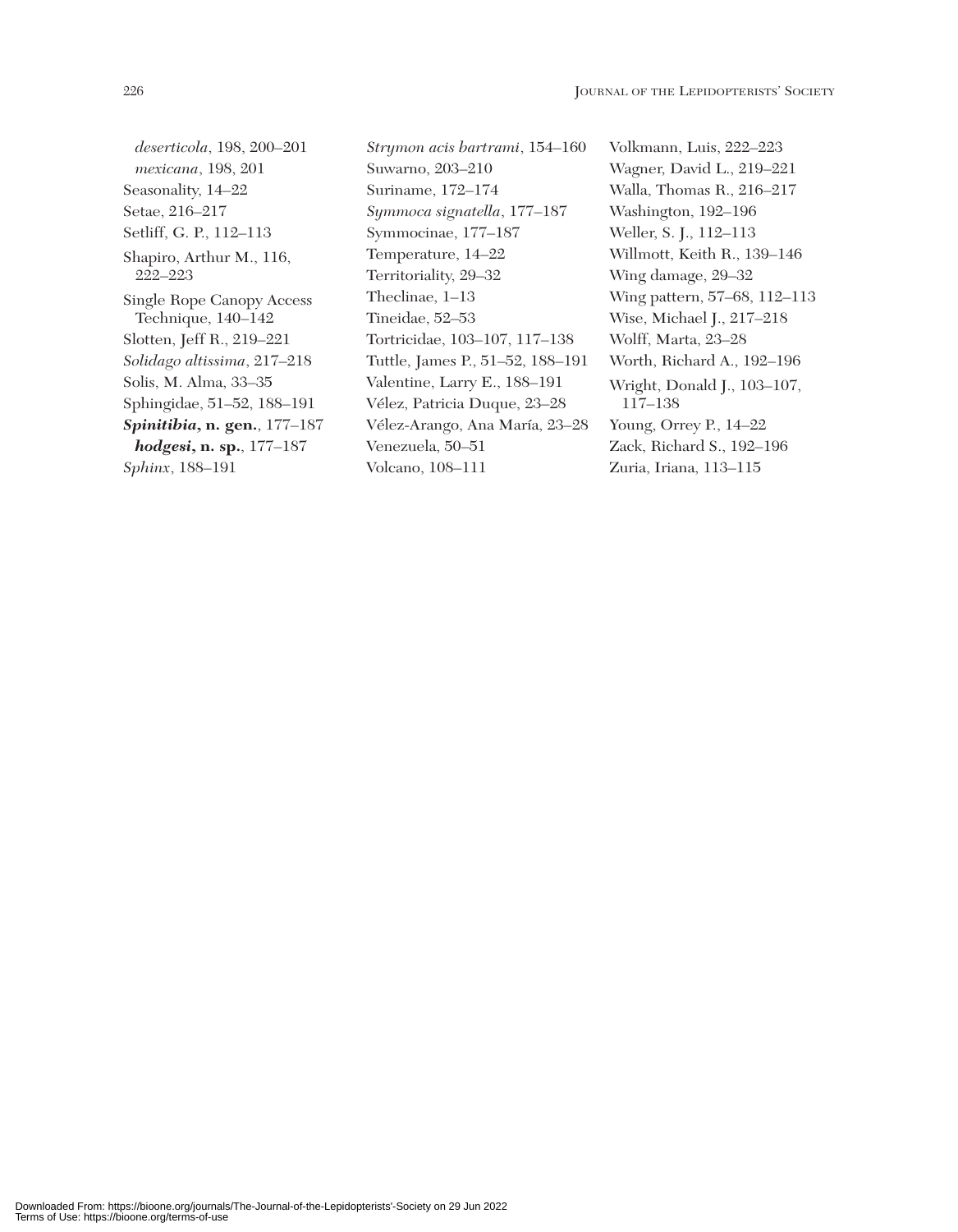*deserticola*, 198, 200–201
*mexicana*, 198, 201
Seasonality, 14–22
Setae, 216–217
Setliff, G. P., 112–113
Shapiro, Arthur M., 116, 222–223
Single Rope Canopy Access Technique, 140–142
Slotten, Jeff R., 219–221
*Solidago altissima*, 217–218
Solis, M. Alma, 33–35
Sphingidae, 51–52, 188–191
***Spinitibia*, n. gen.**, 177–187
***hodgesi*, n. sp.**, 177–187
*Sphinx*, 188–191
*Strymon acis bartrami*, 154–160
Suwarno, 203–210
Suriname, 172–174
*Symmoca signatella*, 177–187
Symmocinae, 177–187
Temperature, 14–22
Territoriality, 29–32
Theclinae, 1–13
Tineidae, 52–53
Tortricidae, 103–107, 117–138
Tuttle, James P., 51–52, 188–191
Valentine, Larry E., 188–191
Vélez, Patricia Duque, 23–28
Vélez-Arango, Ana María, 23–28
Venezuela, 50–51
Volcano, 108–111
Volkmann, Luis, 222–223
Wagner, David L., 219–221
Walla, Thomas R., 216–217
Washington, 192–196
Weller, S. J., 112–113
Willmott, Keith R., 139–146
Wing damage, 29–32
Wing pattern, 57–68, 112–113
Wise, Michael J., 217–218
Wolff, Marta, 23–28
Worth, Richard A., 192–196
Wright, Donald J., 103–107, 117–138
Young, Orrey P., 14–22
Zack, Richard S., 192–196
Zuria, Iriana, 113–115